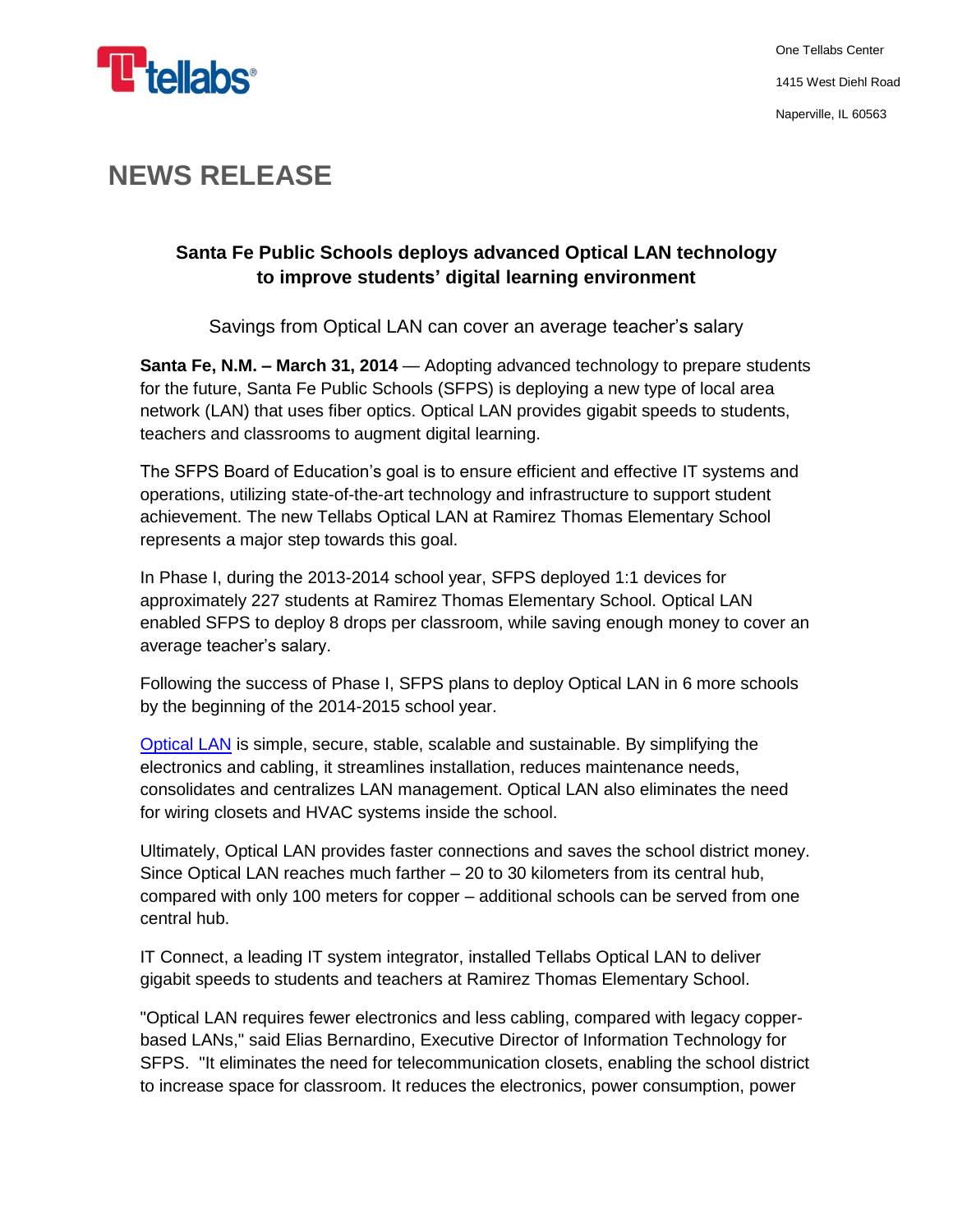One Tellabs Center

1415 West Diehl Road

Naperville, IL 60563

# NEWS RELEASE

## Santa Fe Public Schools deploys advanced Optical LAN technology to improve students' digital learning environment

Savings from Optical LAN can cover an average teacher's salary

**Santa Fe, N.M. – March 31, 2014** — Adopting advanced technology to prepare students for the future, Santa Fe Public Schools (SFPS) is deploying a new type of local area network (LAN) that uses fiber optics. Optical LAN provides gigabit speeds to students, teachers and classrooms to augment digital learning.

The SFPS Board of Education's goal is to ensure efficient and effective IT systems and operations, utilizing state-of-the-art technology and infrastructure to support student achievement. The new Tellabs Optical LAN at Ramirez Thomas Elementary School represents a major step towards this goal.

In Phase I, during the 2013-2014 school year, SFPS deployed 1:1 devices for approximately 227 students at Ramirez Thomas Elementary School. Optical LAN enabled SFPS to deploy 8 drops per classroom, while saving enough money to cover an average teacher's salary.

Following the success of Phase I, SFPS plans to deploy Optical LAN in 6 more schools by the beginning of the 2014-2015 school year.

Optical LAN is simple, secure, stable, scalable and sustainable. By simplifying the electronics and cabling, it streamlines installation, reduces maintenance needs, consolidates and centralizes LAN management. Optical LAN also eliminates the need for wiring closets and HVAC systems inside the school.

Ultimately, Optical LAN provides faster connections and saves the school district money. Since Optical LAN reaches much farther – 20 to 30 kilometers from its central hub, compared with only 100 meters for copper – additional schools can be served from one central hub.

IT Connect, a leading IT system integrator, installed Tellabs Optical LAN to deliver gigabit speeds to students and teachers at Ramirez Thomas Elementary School.

"Optical LAN requires fewer electronics and less cabling, compared with legacy copper-based LANs," said Elias Bernardino, Executive Director of Information Technology for SFPS. "It eliminates the need for telecommunication closets, enabling the school district to increase space for classroom. It reduces the electronics, power consumption, power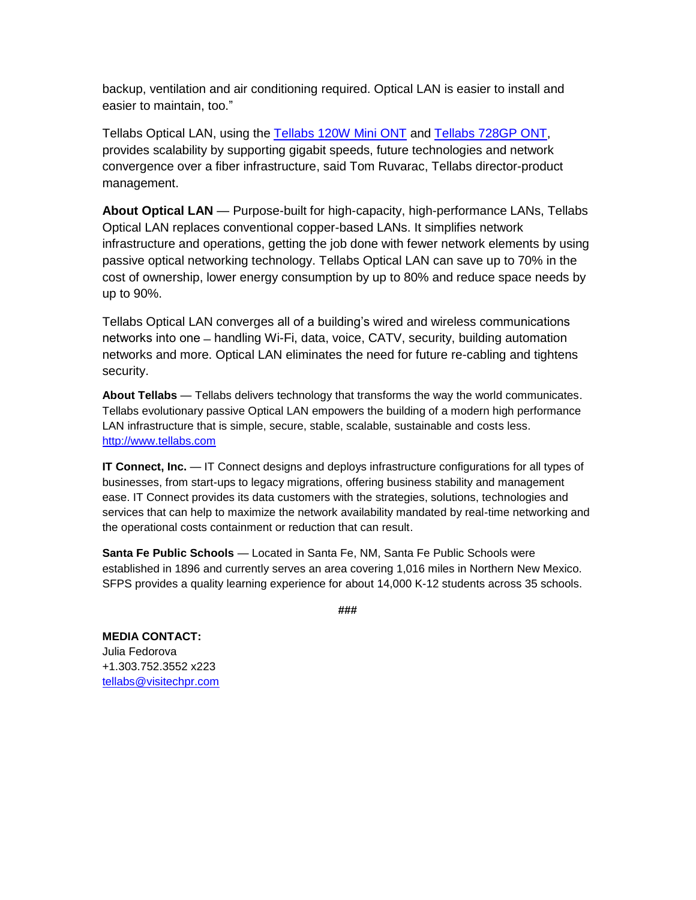backup, ventilation and air conditioning required. Optical LAN is easier to install and easier to maintain, too."

Tellabs Optical LAN, using the [Tellabs 120W Mini ONT]() and [Tellabs 728GP ONT](), provides scalability by supporting gigabit speeds, future technologies and network convergence over a fiber infrastructure, said Tom Ruvarac, Tellabs director-product management.

**About Optical LAN** — Purpose-built for high-capacity, high-performance LANs, Tellabs Optical LAN replaces conventional copper-based LANs. It simplifies network infrastructure and operations, getting the job done with fewer network elements by using passive optical networking technology. Tellabs Optical LAN can save up to 70% in the cost of ownership, lower energy consumption by up to 80% and reduce space needs by up to 90%.

Tellabs Optical LAN converges all of a building's wired and wireless communications networks into one – handling Wi-Fi, data, voice, CATV, security, building automation networks and more. Optical LAN eliminates the need for future re-cabling and tightens security.

**About Tellabs** — Tellabs delivers technology that transforms the way the world communicates. Tellabs evolutionary passive Optical LAN empowers the building of a modern high performance LAN infrastructure that is simple, secure, stable, scalable, sustainable and costs less. http://www.tellabs.com

**IT Connect, Inc.** — IT Connect designs and deploys infrastructure configurations for all types of businesses, from start-ups to legacy migrations, offering business stability and management ease. IT Connect provides its data customers with the strategies, solutions, technologies and services that can help to maximize the network availability mandated by real-time networking and the operational costs containment or reduction that can result.

**Santa Fe Public Schools** — Located in Santa Fe, NM, Santa Fe Public Schools were established in 1896 and currently serves an area covering 1,016 miles in Northern New Mexico. SFPS provides a quality learning experience for about 14,000 K-12 students across 35 schools.

###

**MEDIA CONTACT:**
Julia Fedorova
+1.303.752.3552 x223
tellabs@visitechpr.com